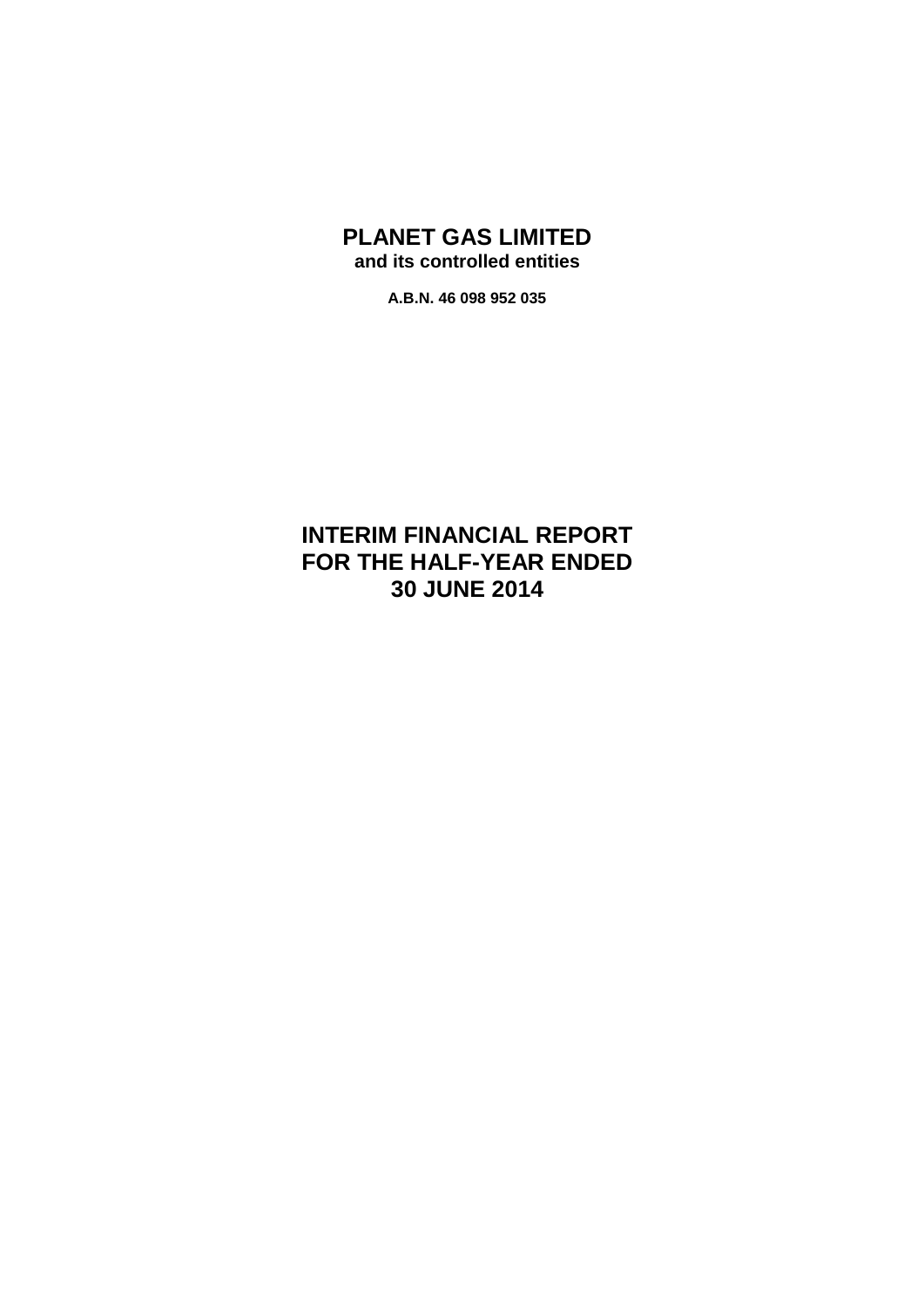# PLANET GAS LIMITED

**and its controlled entities**

**A.B.N. 46 098 952 035**

# INTERIM FINANCIAL REPORT
# FOR THE HALF-YEAR ENDED
# 30 JUNE 2014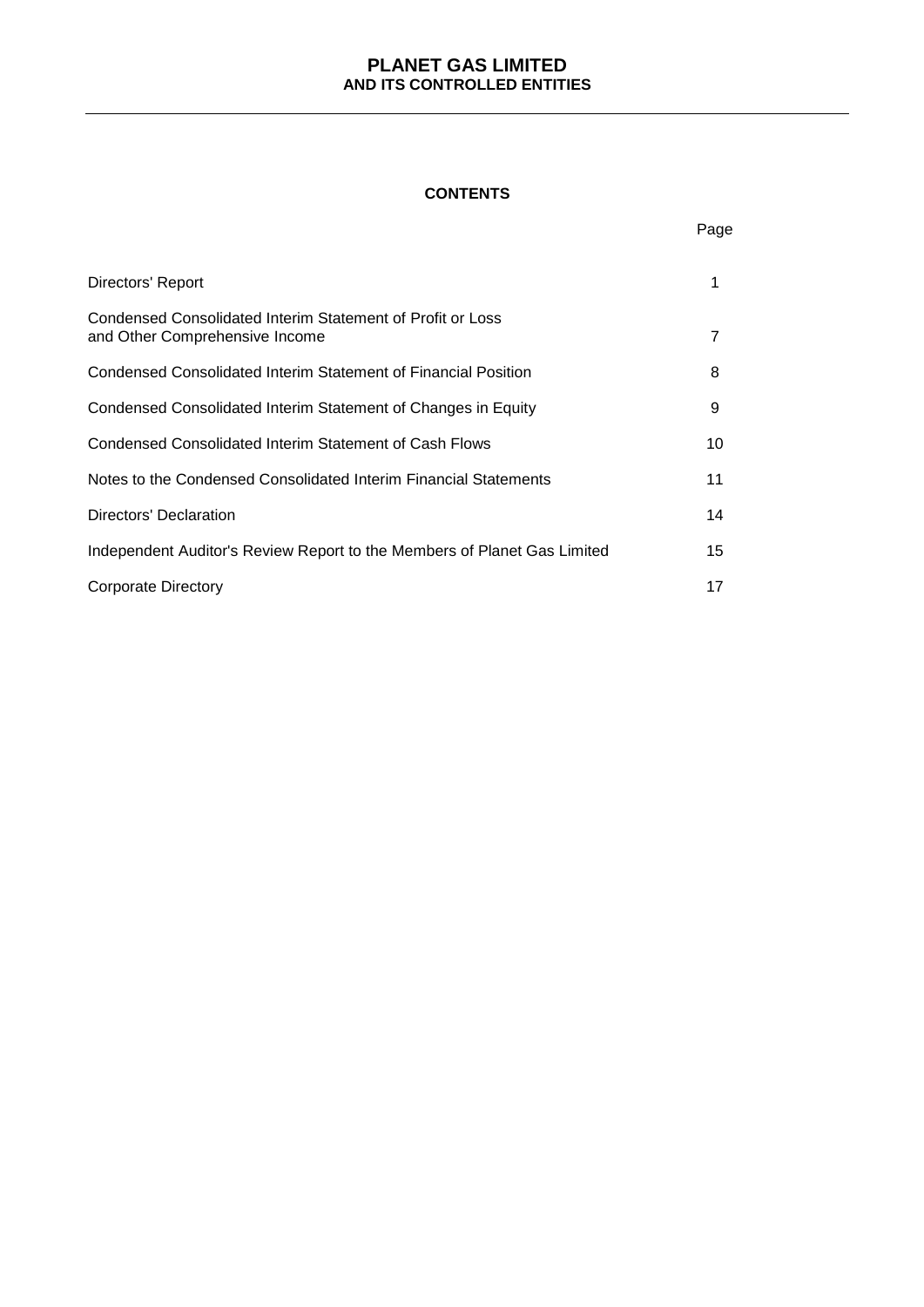# PLANET GAS LIMITED
## AND ITS CONTROLLED ENTITIES

### CONTENTS

| | Page |
|---|---|
| Directors' Report | 1 |
| Condensed Consolidated Interim Statement of Profit or Loss and Other Comprehensive Income | 7 |
| Condensed Consolidated Interim Statement of Financial Position | 8 |
| Condensed Consolidated Interim Statement of Changes in Equity | 9 |
| Condensed Consolidated Interim Statement of Cash Flows | 10 |
| Notes to the Condensed Consolidated Interim Financial Statements | 11 |
| Directors' Declaration | 14 |
| Independent Auditor's Review Report to the Members of Planet Gas Limited | 15 |
| Corporate Directory | 17 |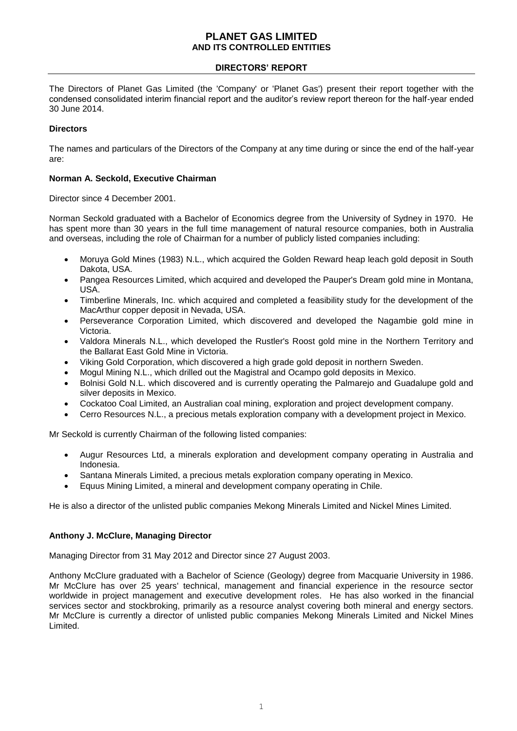# PLANET GAS LIMITED
## AND ITS CONTROLLED ENTITIES

### DIRECTORS' REPORT

The Directors of Planet Gas Limited (the 'Company' or 'Planet Gas') present their report together with the condensed consolidated interim financial report and the auditor's review report thereon for the half-year ended 30 June 2014.

**Directors**

The names and particulars of the Directors of the Company at any time during or since the end of the half-year are:

**Norman A. Seckold, Executive Chairman**

Director since 4 December 2001.

Norman Seckold graduated with a Bachelor of Economics degree from the University of Sydney in 1970. He has spent more than 30 years in the full time management of natural resource companies, both in Australia and overseas, including the role of Chairman for a number of publicly listed companies including:

- Moruya Gold Mines (1983) N.L., which acquired the Golden Reward heap leach gold deposit in South Dakota, USA.
- Pangea Resources Limited, which acquired and developed the Pauper's Dream gold mine in Montana, USA.
- Timberline Minerals, Inc. which acquired and completed a feasibility study for the development of the MacArthur copper deposit in Nevada, USA.
- Perseverance Corporation Limited, which discovered and developed the Nagambie gold mine in Victoria.
- Valdora Minerals N.L., which developed the Rustler's Roost gold mine in the Northern Territory and the Ballarat East Gold Mine in Victoria.
- Viking Gold Corporation, which discovered a high grade gold deposit in northern Sweden.
- Mogul Mining N.L., which drilled out the Magistral and Ocampo gold deposits in Mexico.
- Bolnisi Gold N.L. which discovered and is currently operating the Palmarejo and Guadalupe gold and silver deposits in Mexico.
- Cockatoo Coal Limited, an Australian coal mining, exploration and project development company.
- Cerro Resources N.L., a precious metals exploration company with a development project in Mexico.

Mr Seckold is currently Chairman of the following listed companies:

- Augur Resources Ltd, a minerals exploration and development company operating in Australia and Indonesia.
- Santana Minerals Limited, a precious metals exploration company operating in Mexico.
- Equus Mining Limited, a mineral and development company operating in Chile.

He is also a director of the unlisted public companies Mekong Minerals Limited and Nickel Mines Limited.

**Anthony J. McClure, Managing Director**

Managing Director from 31 May 2012 and Director since 27 August 2003.

Anthony McClure graduated with a Bachelor of Science (Geology) degree from Macquarie University in 1986. Mr McClure has over 25 years' technical, management and financial experience in the resource sector worldwide in project management and executive development roles. He has also worked in the financial services sector and stockbroking, primarily as a resource analyst covering both mineral and energy sectors. Mr McClure is currently a director of unlisted public companies Mekong Minerals Limited and Nickel Mines Limited.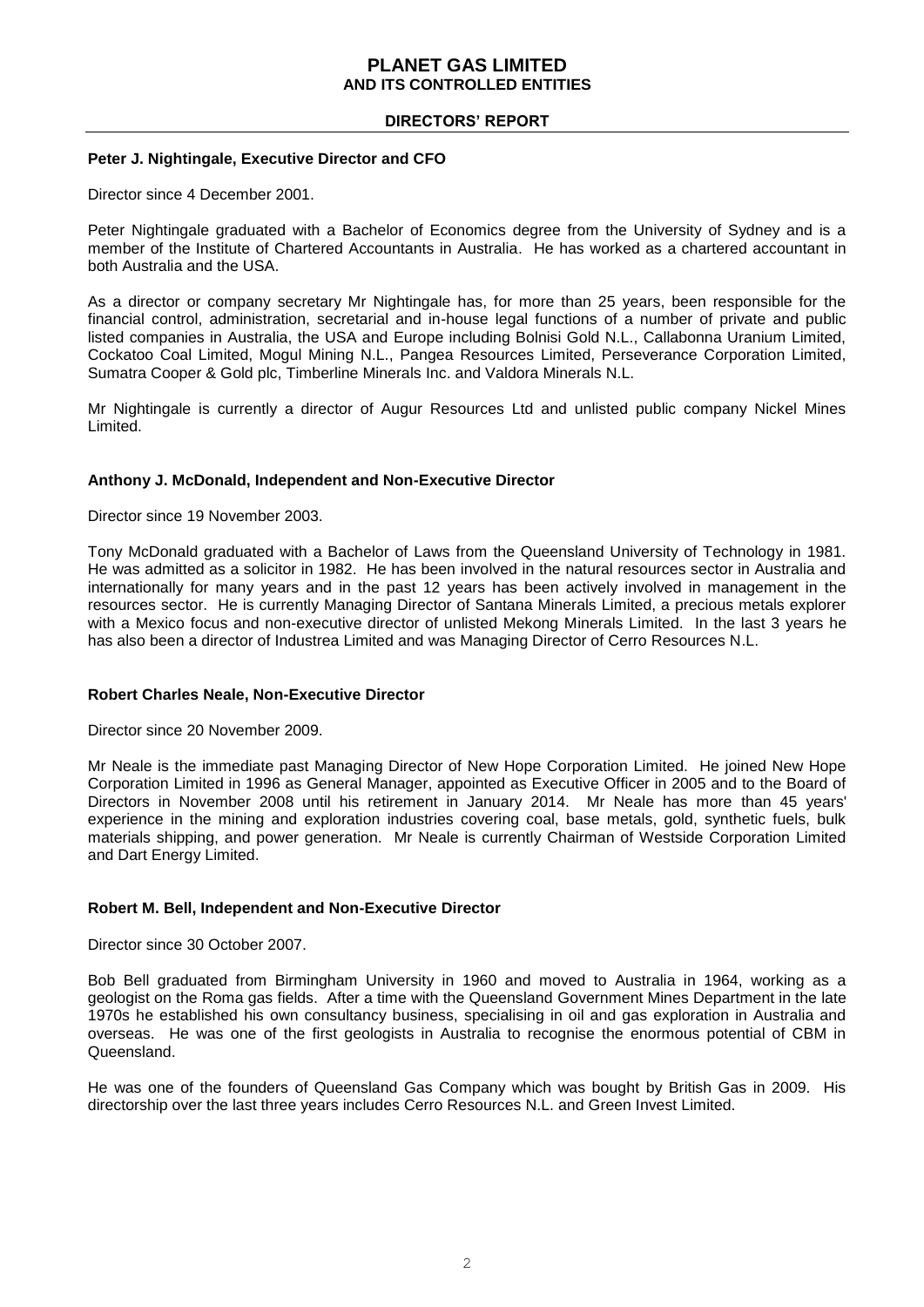**Peter J. Nightingale, Executive Director and CFO**

Director since 4 December 2001.

Peter Nightingale graduated with a Bachelor of Economics degree from the University of Sydney and is a member of the Institute of Chartered Accountants in Australia. He has worked as a chartered accountant in both Australia and the USA.

As a director or company secretary Mr Nightingale has, for more than 25 years, been responsible for the financial control, administration, secretarial and in-house legal functions of a number of private and public listed companies in Australia, the USA and Europe including Bolnisi Gold N.L., Callabonna Uranium Limited, Cockatoo Coal Limited, Mogul Mining N.L., Pangea Resources Limited, Perseverance Corporation Limited, Sumatra Cooper & Gold plc, Timberline Minerals Inc. and Valdora Minerals N.L.

Mr Nightingale is currently a director of Augur Resources Ltd and unlisted public company Nickel Mines Limited.

**Anthony J. McDonald, Independent and Non-Executive Director**

Director since 19 November 2003.

Tony McDonald graduated with a Bachelor of Laws from the Queensland University of Technology in 1981. He was admitted as a solicitor in 1982. He has been involved in the natural resources sector in Australia and internationally for many years and in the past 12 years has been actively involved in management in the resources sector. He is currently Managing Director of Santana Minerals Limited, a precious metals explorer with a Mexico focus and non-executive director of unlisted Mekong Minerals Limited. In the last 3 years he has also been a director of Industrea Limited and was Managing Director of Cerro Resources N.L.

**Robert Charles Neale, Non-Executive Director**

Director since 20 November 2009.

Mr Neale is the immediate past Managing Director of New Hope Corporation Limited. He joined New Hope Corporation Limited in 1996 as General Manager, appointed as Executive Officer in 2005 and to the Board of Directors in November 2008 until his retirement in January 2014. Mr Neale has more than 45 years' experience in the mining and exploration industries covering coal, base metals, gold, synthetic fuels, bulk materials shipping, and power generation. Mr Neale is currently Chairman of Westside Corporation Limited and Dart Energy Limited.

**Robert M. Bell, Independent and Non-Executive Director**

Director since 30 October 2007.

Bob Bell graduated from Birmingham University in 1960 and moved to Australia in 1964, working as a geologist on the Roma gas fields. After a time with the Queensland Government Mines Department in the late 1970s he established his own consultancy business, specialising in oil and gas exploration in Australia and overseas. He was one of the first geologists in Australia to recognise the enormous potential of CBM in Queensland.

He was one of the founders of Queensland Gas Company which was bought by British Gas in 2009. His directorship over the last three years includes Cerro Resources N.L. and Green Invest Limited.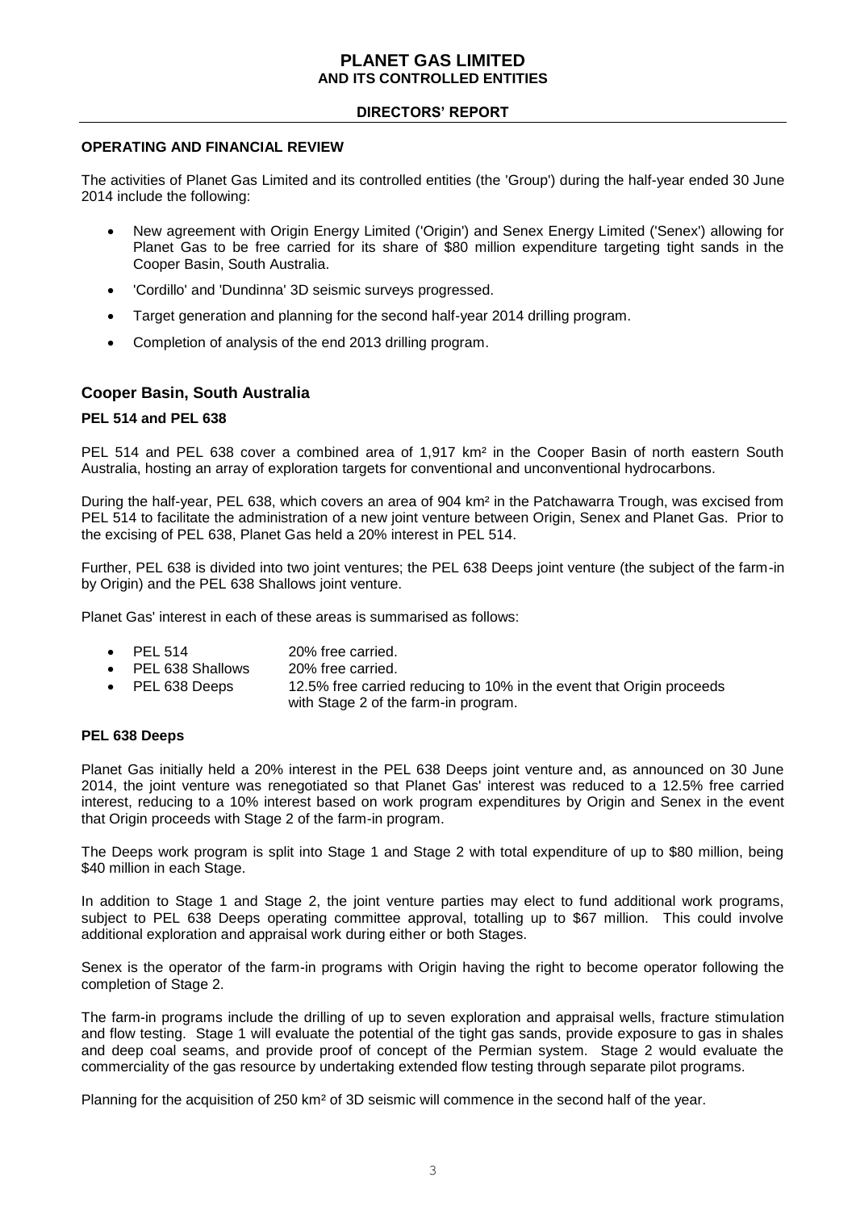## OPERATING AND FINANCIAL REVIEW

The activities of Planet Gas Limited and its controlled entities (the 'Group') during the half-year ended 30 June 2014 include the following:

- New agreement with Origin Energy Limited ('Origin') and Senex Energy Limited ('Senex') allowing for Planet Gas to be free carried for its share of $80 million expenditure targeting tight sands in the Cooper Basin, South Australia.
- 'Cordillo' and 'Dundinna' 3D seismic surveys progressed.
- Target generation and planning for the second half-year 2014 drilling program.
- Completion of analysis of the end 2013 drilling program.

## Cooper Basin, South Australia

### PEL 514 and PEL 638

PEL 514 and PEL 638 cover a combined area of 1,917 km² in the Cooper Basin of north eastern South Australia, hosting an array of exploration targets for conventional and unconventional hydrocarbons.

During the half-year, PEL 638, which covers an area of 904 km² in the Patchawarra Trough, was excised from PEL 514 to facilitate the administration of a new joint venture between Origin, Senex and Planet Gas. Prior to the excising of PEL 638, Planet Gas held a 20% interest in PEL 514.

Further, PEL 638 is divided into two joint ventures; the PEL 638 Deeps joint venture (the subject of the farm-in by Origin) and the PEL 638 Shallows joint venture.

Planet Gas' interest in each of these areas is summarised as follows:

- PEL 514 — 20% free carried.
- PEL 638 Shallows — 20% free carried.
- PEL 638 Deeps — 12.5% free carried reducing to 10% in the event that Origin proceeds with Stage 2 of the farm-in program.

### PEL 638 Deeps

Planet Gas initially held a 20% interest in the PEL 638 Deeps joint venture and, as announced on 30 June 2014, the joint venture was renegotiated so that Planet Gas' interest was reduced to a 12.5% free carried interest, reducing to a 10% interest based on work program expenditures by Origin and Senex in the event that Origin proceeds with Stage 2 of the farm-in program.

The Deeps work program is split into Stage 1 and Stage 2 with total expenditure of up to $80 million, being $40 million in each Stage.

In addition to Stage 1 and Stage 2, the joint venture parties may elect to fund additional work programs, subject to PEL 638 Deeps operating committee approval, totalling up to $67 million. This could involve additional exploration and appraisal work during either or both Stages.

Senex is the operator of the farm-in programs with Origin having the right to become operator following the completion of Stage 2.

The farm-in programs include the drilling of up to seven exploration and appraisal wells, fracture stimulation and flow testing. Stage 1 will evaluate the potential of the tight gas sands, provide exposure to gas in shales and deep coal seams, and provide proof of concept of the Permian system. Stage 2 would evaluate the commerciality of the gas resource by undertaking extended flow testing through separate pilot programs.

Planning for the acquisition of 250 km² of 3D seismic will commence in the second half of the year.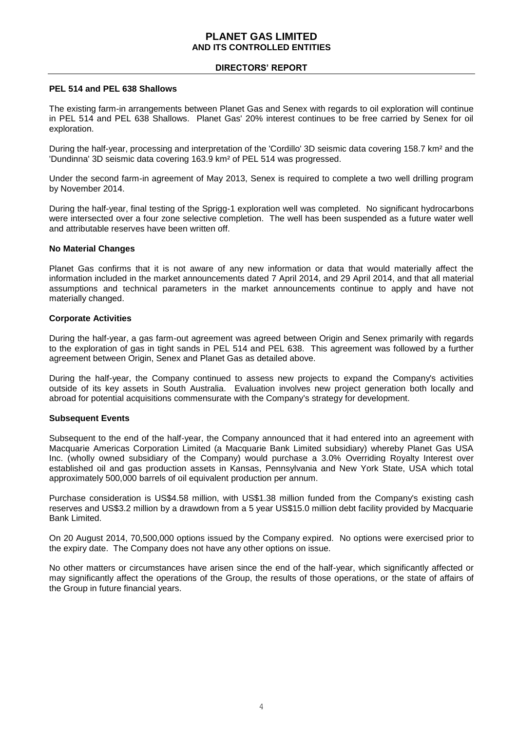#### PEL 514 and PEL 638 Shallows

The existing farm-in arrangements between Planet Gas and Senex with regards to oil exploration will continue in PEL 514 and PEL 638 Shallows. Planet Gas' 20% interest continues to be free carried by Senex for oil exploration.

During the half-year, processing and interpretation of the 'Cordillo' 3D seismic data covering 158.7 km² and the 'Dundinna' 3D seismic data covering 163.9 km² of PEL 514 was progressed.

Under the second farm-in agreement of May 2013, Senex is required to complete a two well drilling program by November 2014.

During the half-year, final testing of the Sprigg-1 exploration well was completed. No significant hydrocarbons were intersected over a four zone selective completion. The well has been suspended as a future water well and attributable reserves have been written off.

#### No Material Changes

Planet Gas confirms that it is not aware of any new information or data that would materially affect the information included in the market announcements dated 7 April 2014, and 29 April 2014, and that all material assumptions and technical parameters in the market announcements continue to apply and have not materially changed.

#### Corporate Activities

During the half-year, a gas farm-out agreement was agreed between Origin and Senex primarily with regards to the exploration of gas in tight sands in PEL 514 and PEL 638. This agreement was followed by a further agreement between Origin, Senex and Planet Gas as detailed above.

During the half-year, the Company continued to assess new projects to expand the Company's activities outside of its key assets in South Australia. Evaluation involves new project generation both locally and abroad for potential acquisitions commensurate with the Company's strategy for development.

#### Subsequent Events

Subsequent to the end of the half-year, the Company announced that it had entered into an agreement with Macquarie Americas Corporation Limited (a Macquarie Bank Limited subsidiary) whereby Planet Gas USA Inc. (wholly owned subsidiary of the Company) would purchase a 3.0% Overriding Royalty Interest over established oil and gas production assets in Kansas, Pennsylvania and New York State, USA which total approximately 500,000 barrels of oil equivalent production per annum.

Purchase consideration is US$4.58 million, with US$1.38 million funded from the Company's existing cash reserves and US$3.2 million by a drawdown from a 5 year US$15.0 million debt facility provided by Macquarie Bank Limited.

On 20 August 2014, 70,500,000 options issued by the Company expired. No options were exercised prior to the expiry date. The Company does not have any other options on issue.

No other matters or circumstances have arisen since the end of the half-year, which significantly affected or may significantly affect the operations of the Group, the results of those operations, or the state of affairs of the Group in future financial years.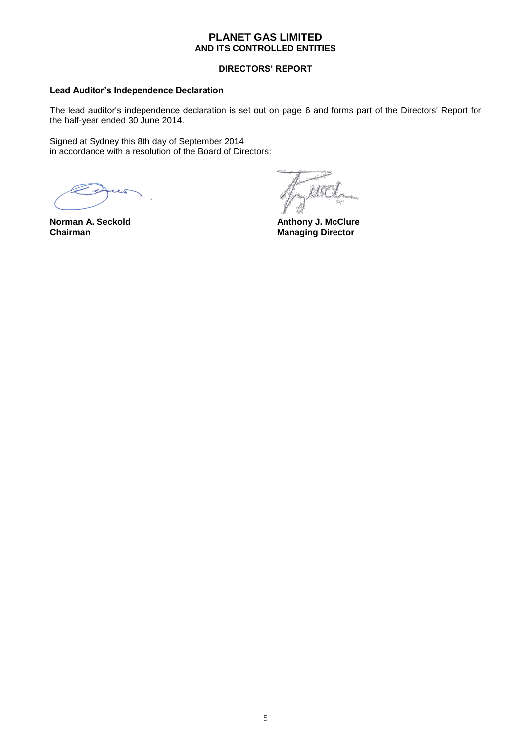**DIRECTORS' REPORT**

**Lead Auditor's Independence Declaration**

The lead auditor's independence declaration is set out on page 6 and forms part of the Directors' Report for the half-year ended 30 June 2014.

Signed at Sydney this 8th day of September 2014
in accordance with a resolution of the Board of Directors:

**Norman A. Seckold**
**Chairman**

**Anthony J. McClure**
**Managing Director**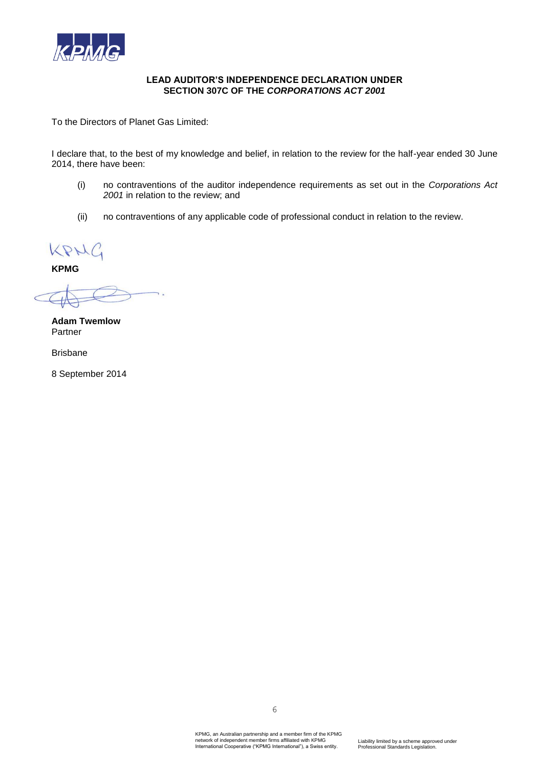## LEAD AUDITOR'S INDEPENDENCE DECLARATION UNDER SECTION 307C OF THE *CORPORATIONS ACT 2001*

To the Directors of Planet Gas Limited:

I declare that, to the best of my knowledge and belief, in relation to the review for the half-year ended 30 June 2014, there have been:

(i) no contraventions of the auditor independence requirements as set out in the *Corporations Act 2001* in relation to the review; and

(ii) no contraventions of any applicable code of professional conduct in relation to the review.

**KPMG**

**Adam Twemlow**
Partner

Brisbane

8 September 2014

KPMG, an Australian partnership and a member firm of the KPMG network of independent member firms affiliated with KPMG International Cooperative ("KPMG International"), a Swiss entity.

Liability limited by a scheme approved under Professional Standards Legislation.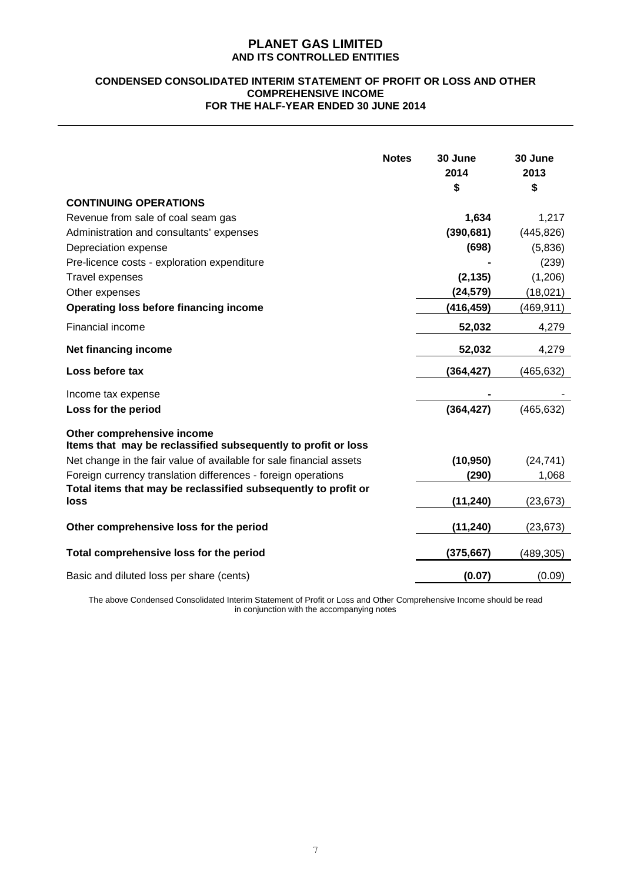# PLANET GAS LIMITED
## AND ITS CONTROLLED ENTITIES

### CONDENSED CONSOLIDATED INTERIM STATEMENT OF PROFIT OR LOSS AND OTHER COMPREHENSIVE INCOME
### FOR THE HALF-YEAR ENDED 30 JUNE 2014

| | Notes | 30 June 2014 $ | 30 June 2013 $ |
|---|---|---|---|
| **CONTINUING OPERATIONS** | | | |
| Revenue from sale of coal seam gas | | **1,634** | 1,217 |
| Administration and consultants' expenses | | **(390,681)** | (445,826) |
| Depreciation expense | | **(698)** | (5,836) |
| Pre-licence costs - exploration expenditure | | **-** | (239) |
| Travel expenses | | **(2,135)** | (1,206) |
| Other expenses | | **(24,579)** | (18,021) |
| **Operating loss before financing income** | | **(416,459)** | (469,911) |
| Financial income | | **52,032** | 4,279 |
| **Net financing income** | | **52,032** | 4,279 |
| **Loss before tax** | | **(364,427)** | (465,632) |
| Income tax expense | | **-** | - |
| **Loss for the period** | | **(364,427)** | (465,632) |
| **Other comprehensive income** | | | |
| **Items that may be reclassified subsequently to profit or loss** | | | |
| Net change in the fair value of available for sale financial assets | | **(10,950)** | (24,741) |
| Foreign currency translation differences - foreign operations | | **(290)** | 1,068 |
| **Total items that may be reclassified subsequently to profit or loss** | | **(11,240)** | (23,673) |
| **Other comprehensive loss for the period** | | **(11,240)** | (23,673) |
| **Total comprehensive loss for the period** | | **(375,667)** | (489,305) |
| Basic and diluted loss per share (cents) | | **(0.07)** | (0.09) |

The above Condensed Consolidated Interim Statement of Profit or Loss and Other Comprehensive Income should be read in conjunction with the accompanying notes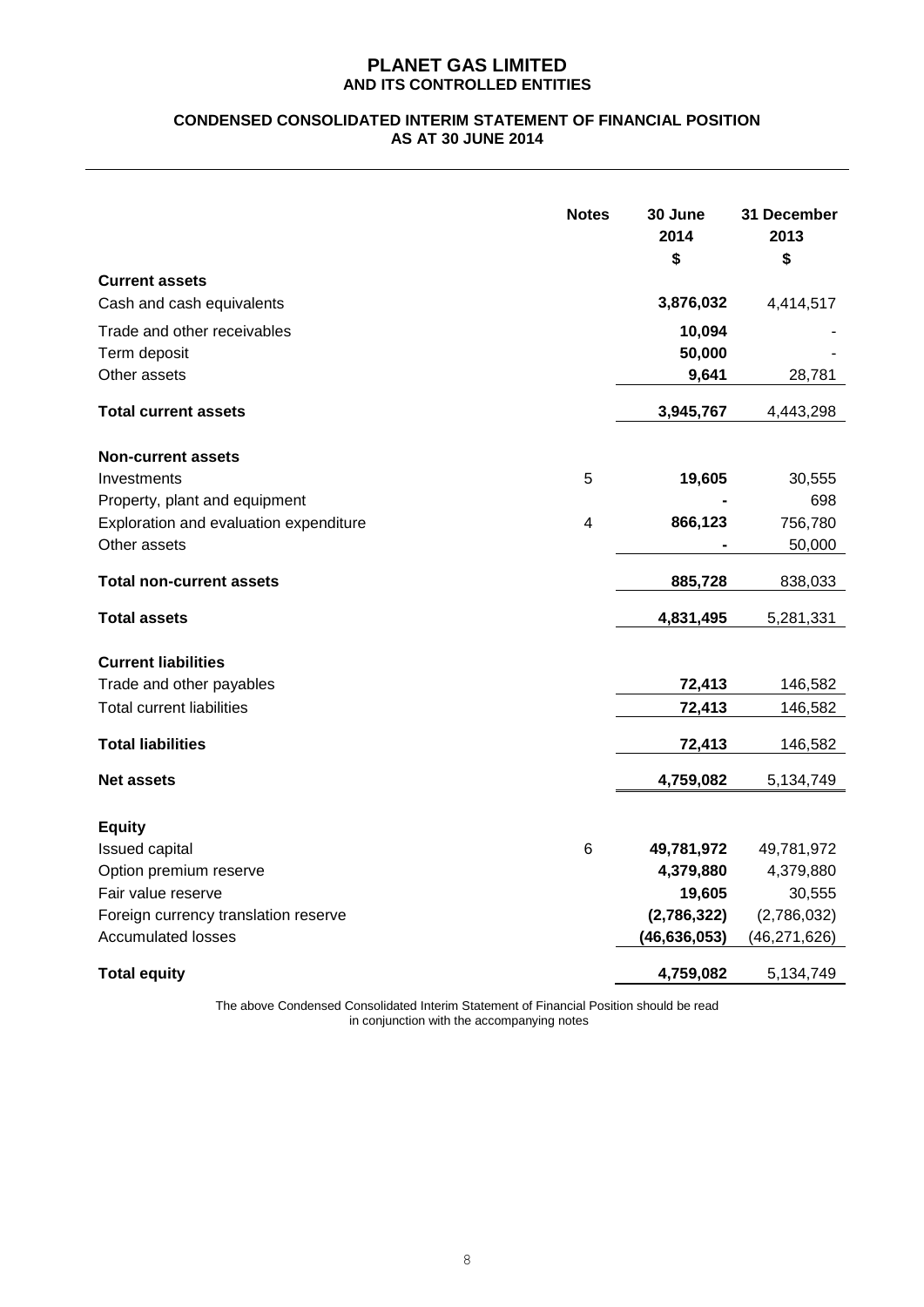# PLANET GAS LIMITED
## AND ITS CONTROLLED ENTITIES

### CONDENSED CONSOLIDATED INTERIM STATEMENT OF FINANCIAL POSITION AS AT 30 JUNE 2014

| | Notes | 30 June 2014 $ | 31 December 2013 $ |
|---|---|---|---|
| **Current assets** | | | |
| Cash and cash equivalents | | **3,876,032** | 4,414,517 |
| Trade and other receivables | | **10,094** | - |
| Term deposit | | **50,000** | - |
| Other assets | | **9,641** | 28,781 |
| **Total current assets** | | **3,945,767** | 4,443,298 |
| **Non-current assets** | | | |
| Investments | 5 | **19,605** | 30,555 |
| Property, plant and equipment | | **-** | 698 |
| Exploration and evaluation expenditure | 4 | **866,123** | 756,780 |
| Other assets | | **-** | 50,000 |
| **Total non-current assets** | | **885,728** | 838,033 |
| **Total assets** | | **4,831,495** | 5,281,331 |
| **Current liabilities** | | | |
| Trade and other payables | | **72,413** | 146,582 |
| Total current liabilities | | **72,413** | 146,582 |
| **Total liabilities** | | **72,413** | 146,582 |
| **Net assets** | | **4,759,082** | 5,134,749 |
| **Equity** | | | |
| Issued capital | 6 | **49,781,972** | 49,781,972 |
| Option premium reserve | | **4,379,880** | 4,379,880 |
| Fair value reserve | | **19,605** | 30,555 |
| Foreign currency translation reserve | | **(2,786,322)** | (2,786,032) |
| Accumulated losses | | **(46,636,053)** | (46,271,626) |
| **Total equity** | | **4,759,082** | 5,134,749 |

The above Condensed Consolidated Interim Statement of Financial Position should be read in conjunction with the accompanying notes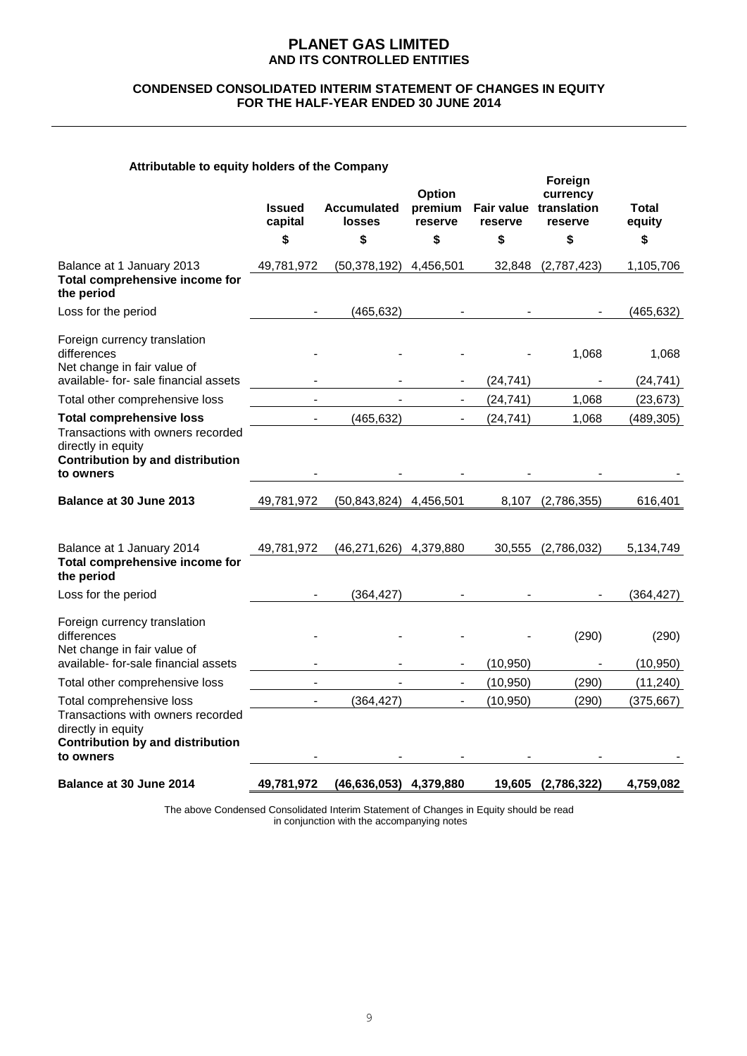# PLANET GAS LIMITED
## AND ITS CONTROLLED ENTITIES

### CONDENSED CONSOLIDATED INTERIM STATEMENT OF CHANGES IN EQUITY FOR THE HALF-YEAR ENDED 30 JUNE 2014

**Attributable to equity holders of the Company**

| | Issued capital | Accumulated losses | Option premium reserve | Fair value reserve | Foreign currency translation reserve | Total equity |
|---|---|---|---|---|---|---|
| | $ | $ | $ | $ | $ | $ |
| Balance at 1 January 2013 | 49,781,972 | (50,378,192) | 4,456,501 | 32,848 | (2,787,423) | 1,105,706 |
| **Total comprehensive income for the period** | | | | | | |
| Loss for the period | - | (465,632) | - | - | - | (465,632) |
| Foreign currency translation differences | - | - | - | - | 1,068 | 1,068 |
| Net change in fair value of available- for- sale financial assets | - | - | - | (24,741) | - | (24,741) |
| Total other comprehensive loss | - | - | - | (24,741) | 1,068 | (23,673) |
| **Total comprehensive loss** | - | (465,632) | - | (24,741) | 1,068 | (489,305) |
| Transactions with owners recorded directly in equity | | | | | | |
| **Contribution by and distribution to owners** | - | - | - | - | - | - |
| **Balance at 30 June 2013** | 49,781,972 | (50,843,824) | 4,456,501 | 8,107 | (2,786,355) | 616,401 |
| | | | | | | |
| Balance at 1 January 2014 | 49,781,972 | (46,271,626) | 4,379,880 | 30,555 | (2,786,032) | 5,134,749 |
| **Total comprehensive income for the period** | | | | | | |
| Loss for the period | - | (364,427) | - | - | - | (364,427) |
| Foreign currency translation differences | - | - | - | - | (290) | (290) |
| Net change in fair value of available- for-sale financial assets | - | - | - | (10,950) | - | (10,950) |
| Total other comprehensive loss | - | - | - | (10,950) | (290) | (11,240) |
| Total comprehensive loss | - | (364,427) | - | (10,950) | (290) | (375,667) |
| Transactions with owners recorded directly in equity | | | | | | |
| **Contribution by and distribution to owners** | - | - | - | - | - | - |
| **Balance at 30 June 2014** | **49,781,972** | **(46,636,053)** | **4,379,880** | **19,605** | **(2,786,322)** | **4,759,082** |

The above Condensed Consolidated Interim Statement of Changes in Equity should be read in conjunction with the accompanying notes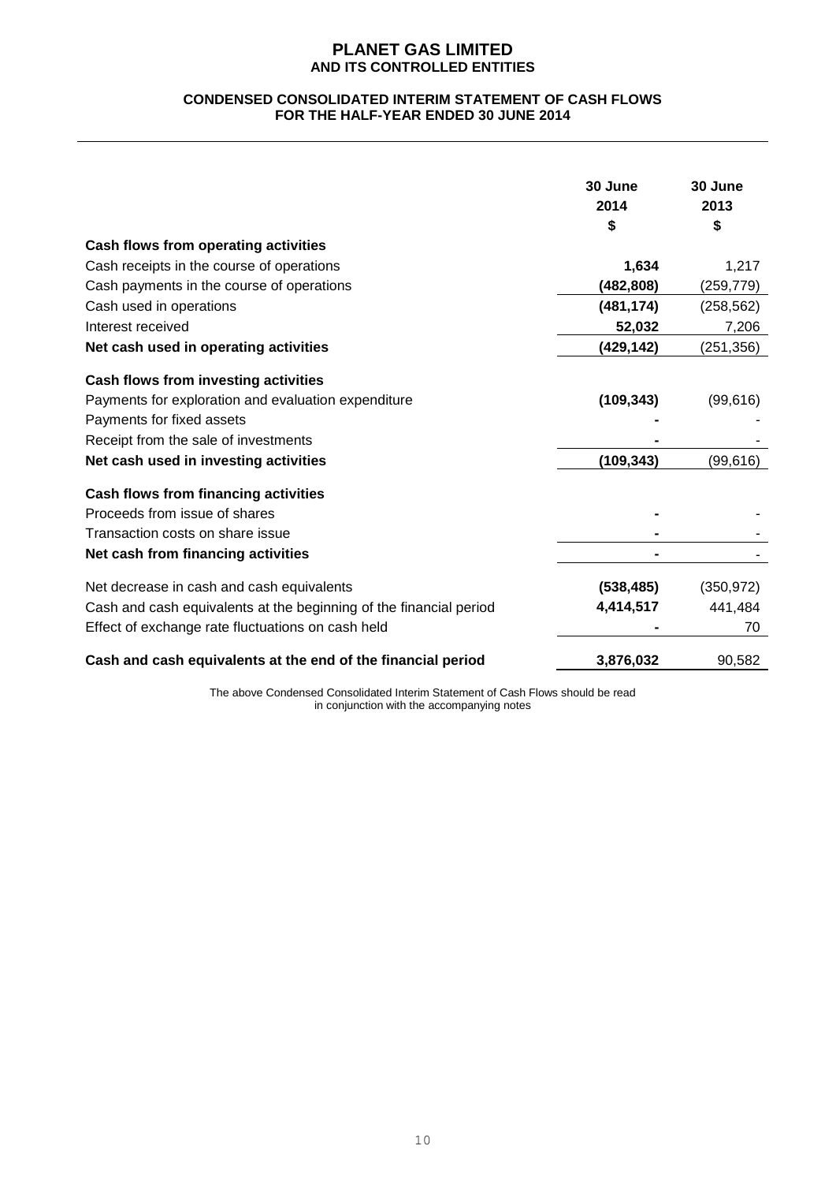# PLANET GAS LIMITED
## AND ITS CONTROLLED ENTITIES

### CONDENSED CONSOLIDATED INTERIM STATEMENT OF CASH FLOWS
### FOR THE HALF-YEAR ENDED 30 JUNE 2014

| | 30 June 2014 $ | 30 June 2013 $ |
|---|---|---|
| **Cash flows from operating activities** | | |
| Cash receipts in the course of operations | **1,634** | 1,217 |
| Cash payments in the course of operations | **(482,808)** | (259,779) |
| Cash used in operations | **(481,174)** | (258,562) |
| Interest received | **52,032** | 7,206 |
| **Net cash used in operating activities** | **(429,142)** | (251,356) |
| **Cash flows from investing activities** | | |
| Payments for exploration and evaluation expenditure | **(109,343)** | (99,616) |
| Payments for fixed assets | **-** | - |
| Receipt from the sale of investments | **-** | - |
| **Net cash used in investing activities** | **(109,343)** | (99,616) |
| **Cash flows from financing activities** | | |
| Proceeds from issue of shares | **-** | - |
| Transaction costs on share issue | **-** | - |
| **Net cash from financing activities** | **-** | - |
| Net decrease in cash and cash equivalents | **(538,485)** | (350,972) |
| Cash and cash equivalents at the beginning of the financial period | **4,414,517** | 441,484 |
| Effect of exchange rate fluctuations on cash held | **-** | 70 |
| **Cash and cash equivalents at the end of the financial period** | **3,876,032** | 90,582 |

The above Condensed Consolidated Interim Statement of Cash Flows should be read in conjunction with the accompanying notes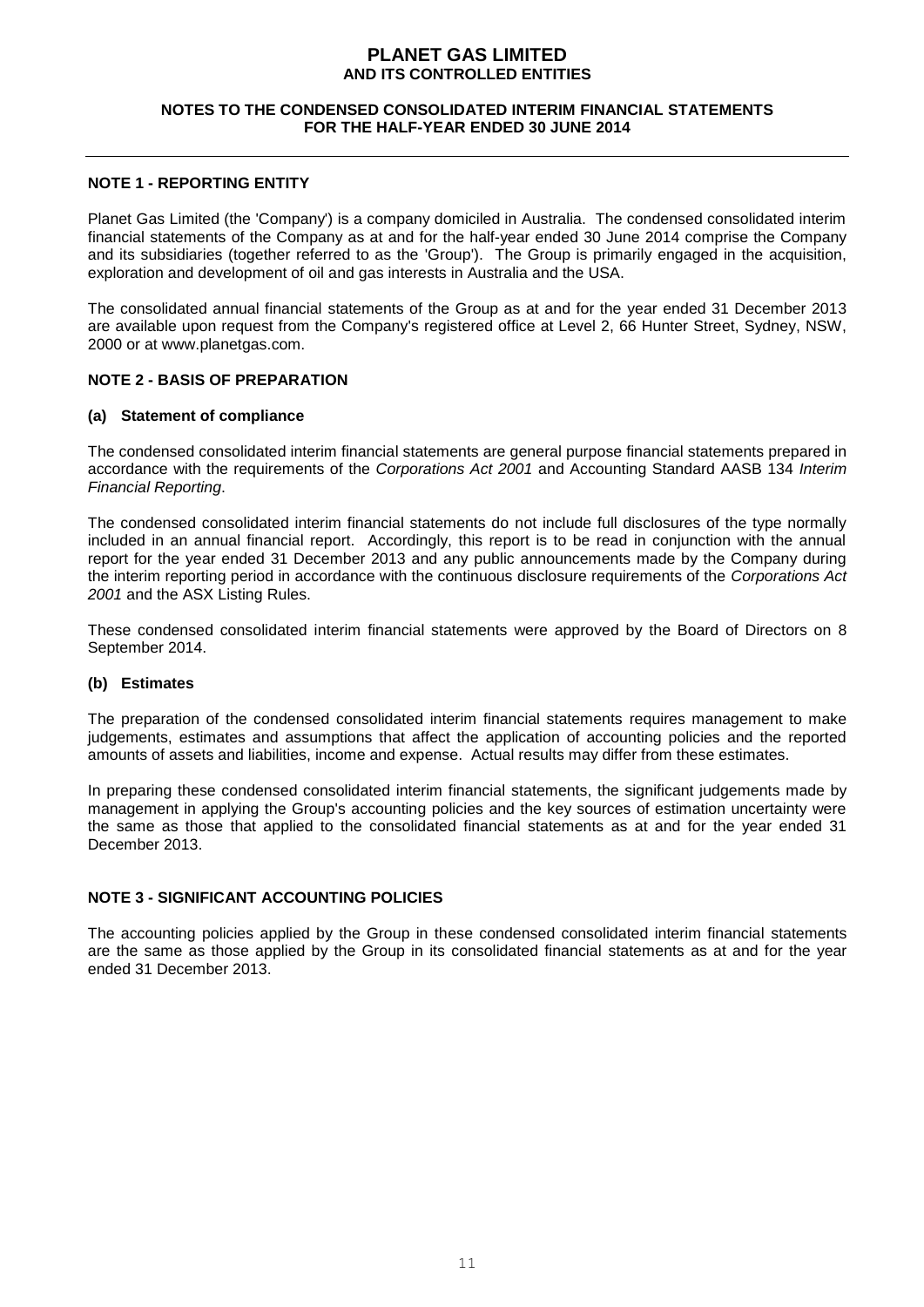## NOTE 1 - REPORTING ENTITY

Planet Gas Limited (the 'Company') is a company domiciled in Australia. The condensed consolidated interim financial statements of the Company as at and for the half-year ended 30 June 2014 comprise the Company and its subsidiaries (together referred to as the 'Group'). The Group is primarily engaged in the acquisition, exploration and development of oil and gas interests in Australia and the USA.

The consolidated annual financial statements of the Group as at and for the year ended 31 December 2013 are available upon request from the Company's registered office at Level 2, 66 Hunter Street, Sydney, NSW, 2000 or at www.planetgas.com.

## NOTE 2 - BASIS OF PREPARATION

### (a) Statement of compliance

The condensed consolidated interim financial statements are general purpose financial statements prepared in accordance with the requirements of the *Corporations Act 2001* and Accounting Standard AASB 134 *Interim Financial Reporting*.

The condensed consolidated interim financial statements do not include full disclosures of the type normally included in an annual financial report. Accordingly, this report is to be read in conjunction with the annual report for the year ended 31 December 2013 and any public announcements made by the Company during the interim reporting period in accordance with the continuous disclosure requirements of the *Corporations Act 2001* and the ASX Listing Rules.

These condensed consolidated interim financial statements were approved by the Board of Directors on 8 September 2014.

### (b) Estimates

The preparation of the condensed consolidated interim financial statements requires management to make judgements, estimates and assumptions that affect the application of accounting policies and the reported amounts of assets and liabilities, income and expense. Actual results may differ from these estimates.

In preparing these condensed consolidated interim financial statements, the significant judgements made by management in applying the Group's accounting policies and the key sources of estimation uncertainty were the same as those that applied to the consolidated financial statements as at and for the year ended 31 December 2013.

## NOTE 3 - SIGNIFICANT ACCOUNTING POLICIES

The accounting policies applied by the Group in these condensed consolidated interim financial statements are the same as those applied by the Group in its consolidated financial statements as at and for the year ended 31 December 2013.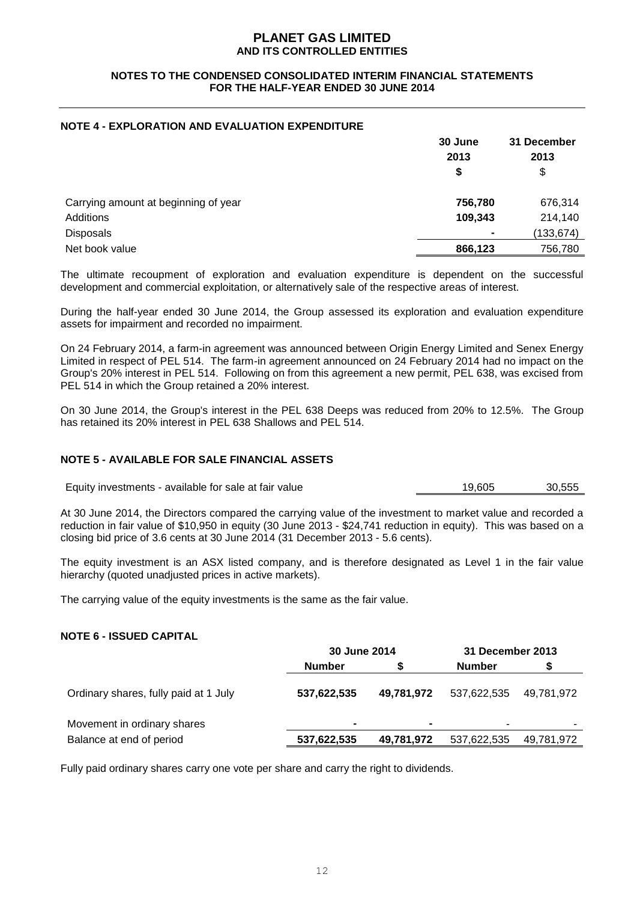# PLANET GAS LIMITED
## AND ITS CONTROLLED ENTITIES

### NOTES TO THE CONDENSED CONSOLIDATED INTERIM FINANCIAL STATEMENTS FOR THE HALF-YEAR ENDED 30 JUNE 2014

### NOTE 4 - EXPLORATION AND EVALUATION EXPENDITURE

| | 30 June 2013 $ | 31 December 2013 $ |
|---|---|---|
| Carrying amount at beginning of year | **756,780** | 676,314 |
| Additions | **109,343** | 214,140 |
| Disposals | **-** | (133,674) |
| Net book value | **866,123** | 756,780 |

The ultimate recoupment of exploration and evaluation expenditure is dependent on the successful development and commercial exploitation, or alternatively sale of the respective areas of interest.

During the half-year ended 30 June 2014, the Group assessed its exploration and evaluation expenditure assets for impairment and recorded no impairment.

On 24 February 2014, a farm-in agreement was announced between Origin Energy Limited and Senex Energy Limited in respect of PEL 514. The farm-in agreement announced on 24 February 2014 had no impact on the Group's 20% interest in PEL 514. Following on from this agreement a new permit, PEL 638, was excised from PEL 514 in which the Group retained a 20% interest.

On 30 June 2014, the Group's interest in the PEL 638 Deeps was reduced from 20% to 12.5%. The Group has retained its 20% interest in PEL 638 Shallows and PEL 514.

### NOTE 5 - AVAILABLE FOR SALE FINANCIAL ASSETS

| | | |
|---|---|---|
| Equity investments - available for sale at fair value | 19,605 | 30,555 |

At 30 June 2014, the Directors compared the carrying value of the investment to market value and recorded a reduction in fair value of $10,950 in equity (30 June 2013 - $24,741 reduction in equity). This was based on a closing bid price of 3.6 cents at 30 June 2014 (31 December 2013 - 5.6 cents).

The equity investment is an ASX listed company, and is therefore designated as Level 1 in the fair value hierarchy (quoted unadjusted prices in active markets).

The carrying value of the equity investments is the same as the fair value.

### NOTE 6 - ISSUED CAPITAL

| | 30 June 2014 | | 31 December 2013 | |
|---|---|---|---|---|
| | **Number** | **$** | **Number** | **$** |
| Ordinary shares, fully paid at 1 July | **537,622,535** | **49,781,972** | 537,622,535 | 49,781,972 |
| Movement in ordinary shares | **-** | **-** | - | - |
| Balance at end of period | **537,622,535** | **49,781,972** | 537,622,535 | 49,781,972 |

Fully paid ordinary shares carry one vote per share and carry the right to dividends.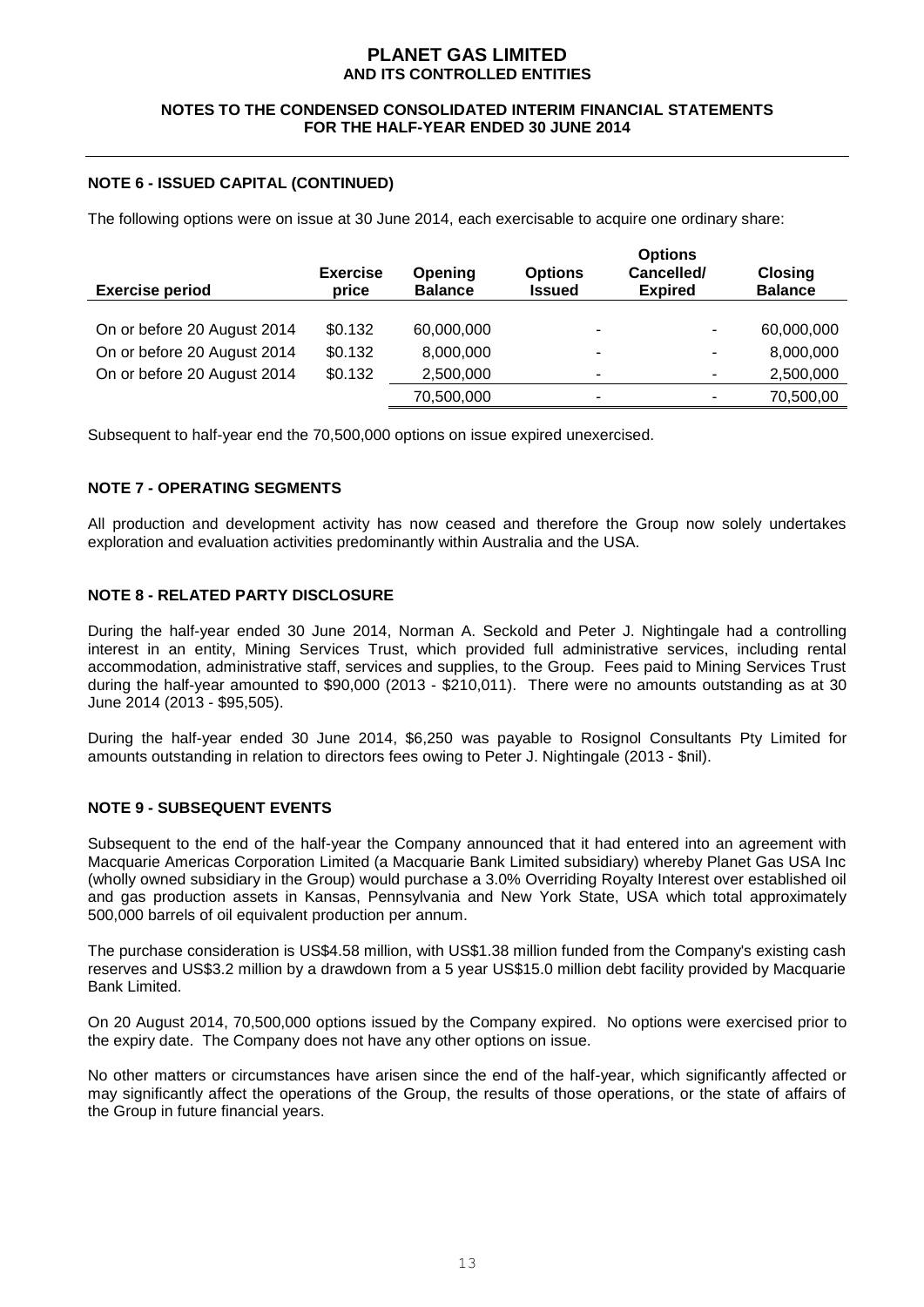# PLANET GAS LIMITED
## AND ITS CONTROLLED ENTITIES

### NOTES TO THE CONDENSED CONSOLIDATED INTERIM FINANCIAL STATEMENTS FOR THE HALF-YEAR ENDED 30 JUNE 2014

### NOTE 6 - ISSUED CAPITAL (CONTINUED)

The following options were on issue at 30 June 2014, each exercisable to acquire one ordinary share:

| Exercise period | Exercise price | Opening Balance | Options Issued | Options Cancelled/ Expired | Closing Balance |
|---|---|---|---|---|---|
| On or before 20 August 2014 | $0.132 | 60,000,000 | - | - | 60,000,000 |
| On or before 20 August 2014 | $0.132 | 8,000,000 | - | - | 8,000,000 |
| On or before 20 August 2014 | $0.132 | 2,500,000 | - | - | 2,500,000 |
| | | 70,500,000 | - | - | 70,500,00 |

Subsequent to half-year end the 70,500,000 options on issue expired unexercised.

### NOTE 7 - OPERATING SEGMENTS

All production and development activity has now ceased and therefore the Group now solely undertakes exploration and evaluation activities predominantly within Australia and the USA.

### NOTE 8 - RELATED PARTY DISCLOSURE

During the half-year ended 30 June 2014, Norman A. Seckold and Peter J. Nightingale had a controlling interest in an entity, Mining Services Trust, which provided full administrative services, including rental accommodation, administrative staff, services and supplies, to the Group. Fees paid to Mining Services Trust during the half-year amounted to $90,000 (2013 - $210,011). There were no amounts outstanding as at 30 June 2014 (2013 - $95,505).

During the half-year ended 30 June 2014, $6,250 was payable to Rosignol Consultants Pty Limited for amounts outstanding in relation to directors fees owing to Peter J. Nightingale (2013 - $nil).

### NOTE 9 - SUBSEQUENT EVENTS

Subsequent to the end of the half-year the Company announced that it had entered into an agreement with Macquarie Americas Corporation Limited (a Macquarie Bank Limited subsidiary) whereby Planet Gas USA Inc (wholly owned subsidiary in the Group) would purchase a 3.0% Overriding Royalty Interest over established oil and gas production assets in Kansas, Pennsylvania and New York State, USA which total approximately 500,000 barrels of oil equivalent production per annum.

The purchase consideration is US$4.58 million, with US$1.38 million funded from the Company's existing cash reserves and US$3.2 million by a drawdown from a 5 year US$15.0 million debt facility provided by Macquarie Bank Limited.

On 20 August 2014, 70,500,000 options issued by the Company expired. No options were exercised prior to the expiry date. The Company does not have any other options on issue.

No other matters or circumstances have arisen since the end of the half-year, which significantly affected or may significantly affect the operations of the Group, the results of those operations, or the state of affairs of the Group in future financial years.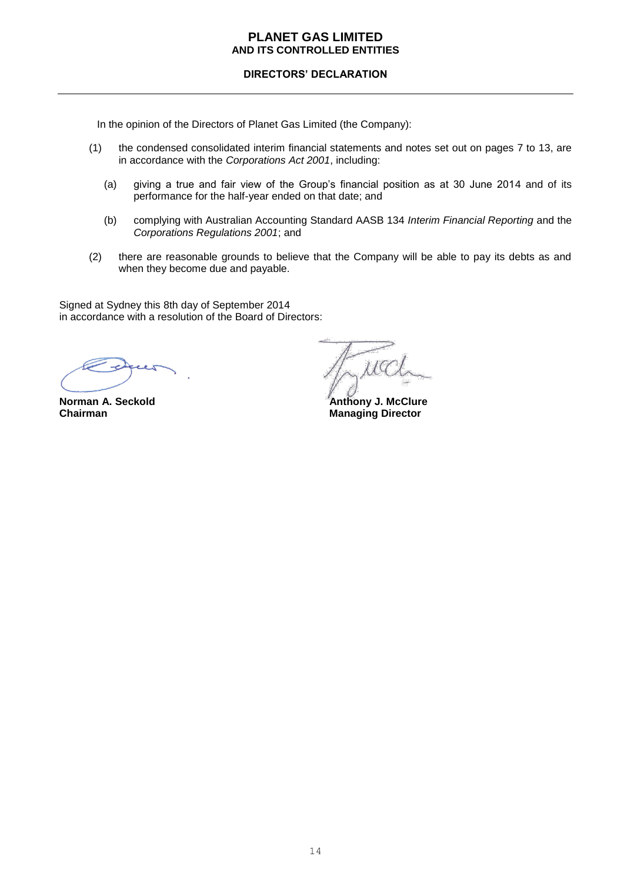# PLANET GAS LIMITED
## AND ITS CONTROLLED ENTITIES

### DIRECTORS' DECLARATION

In the opinion of the Directors of Planet Gas Limited (the Company):

(1) the condensed consolidated interim financial statements and notes set out on pages 7 to 13, are in accordance with the *Corporations Act 2001*, including:

   (a) giving a true and fair view of the Group's financial position as at 30 June 2014 and of its performance for the half-year ended on that date; and

   (b) complying with Australian Accounting Standard AASB 134 *Interim Financial Reporting* and the *Corporations Regulations 2001*; and

(2) there are reasonable grounds to believe that the Company will be able to pay its debts as and when they become due and payable.

Signed at Sydney this 8th day of September 2014
in accordance with a resolution of the Board of Directors:

**Norman A. Seckold**
**Chairman**

**Anthony J. McClure**
**Managing Director**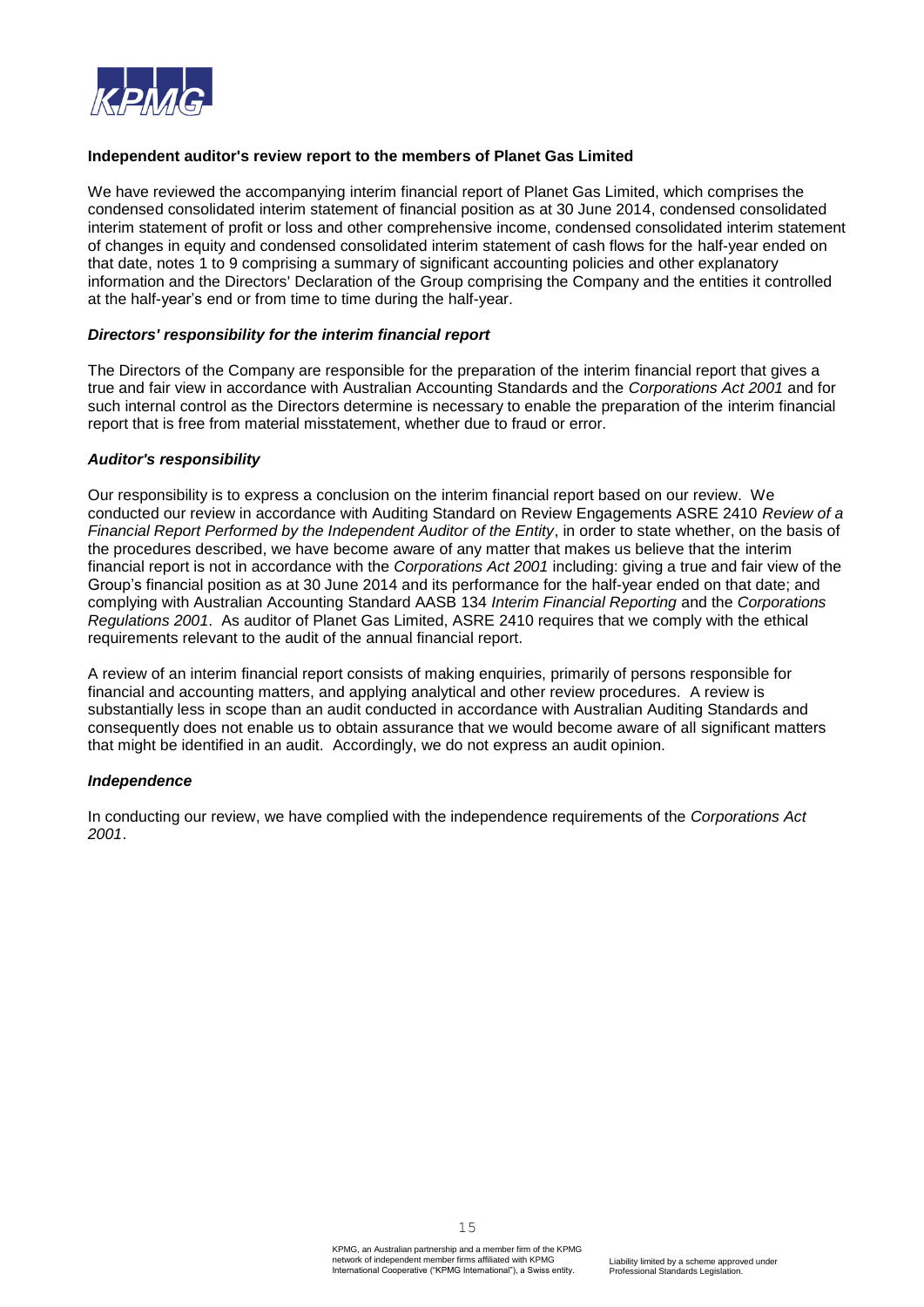**Independent auditor's review report to the members of Planet Gas Limited**

We have reviewed the accompanying interim financial report of Planet Gas Limited, which comprises the condensed consolidated interim statement of financial position as at 30 June 2014, condensed consolidated interim statement of profit or loss and other comprehensive income, condensed consolidated interim statement of changes in equity and condensed consolidated interim statement of cash flows for the half-year ended on that date, notes 1 to 9 comprising a summary of significant accounting policies and other explanatory information and the Directors' Declaration of the Group comprising the Company and the entities it controlled at the half-year's end or from time to time during the half-year.

***Directors' responsibility for the interim financial report***

The Directors of the Company are responsible for the preparation of the interim financial report that gives a true and fair view in accordance with Australian Accounting Standards and the *Corporations Act 2001* and for such internal control as the Directors determine is necessary to enable the preparation of the interim financial report that is free from material misstatement, whether due to fraud or error.

***Auditor's responsibility***

Our responsibility is to express a conclusion on the interim financial report based on our review. We conducted our review in accordance with Auditing Standard on Review Engagements ASRE 2410 *Review of a Financial Report Performed by the Independent Auditor of the Entity*, in order to state whether, on the basis of the procedures described, we have become aware of any matter that makes us believe that the interim financial report is not in accordance with the *Corporations Act 2001* including: giving a true and fair view of the Group's financial position as at 30 June 2014 and its performance for the half-year ended on that date; and complying with Australian Accounting Standard AASB 134 *Interim Financial Reporting* and the *Corporations Regulations 2001*. As auditor of Planet Gas Limited, ASRE 2410 requires that we comply with the ethical requirements relevant to the audit of the annual financial report.

A review of an interim financial report consists of making enquiries, primarily of persons responsible for financial and accounting matters, and applying analytical and other review procedures. A review is substantially less in scope than an audit conducted in accordance with Australian Auditing Standards and consequently does not enable us to obtain assurance that we would become aware of all significant matters that might be identified in an audit. Accordingly, we do not express an audit opinion.

***Independence***

In conducting our review, we have complied with the independence requirements of the *Corporations Act 2001*.

KPMG, an Australian partnership and a member firm of the KPMG network of independent member firms affiliated with KPMG International Cooperative ("KPMG International"), a Swiss entity.

Liability limited by a scheme approved under Professional Standards Legislation.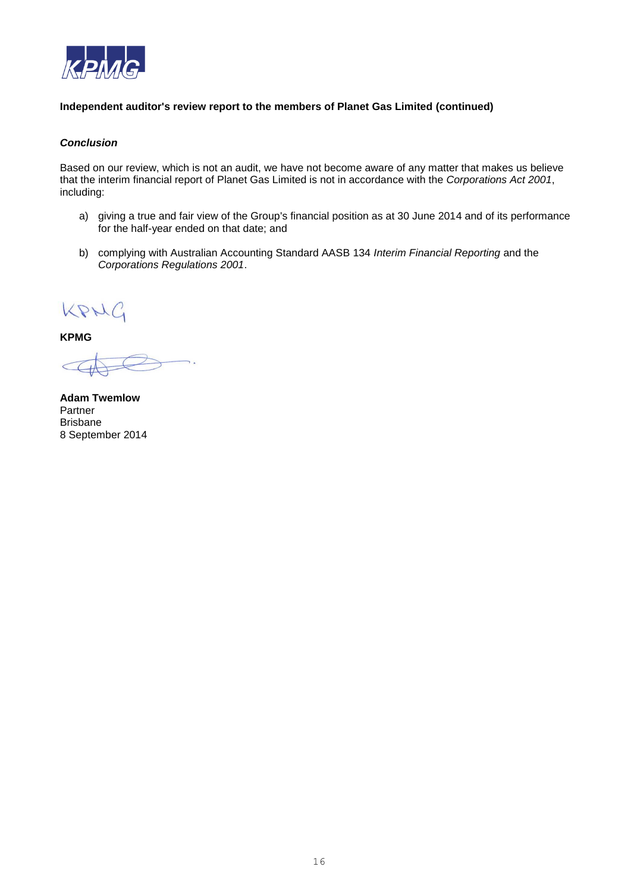**Independent auditor's review report to the members of Planet Gas Limited (continued)**

***Conclusion***

Based on our review, which is not an audit, we have not become aware of any matter that makes us believe that the interim financial report of Planet Gas Limited is not in accordance with the *Corporations Act 2001*, including:

a) giving a true and fair view of the Group's financial position as at 30 June 2014 and of its performance for the half-year ended on that date; and

b) complying with Australian Accounting Standard AASB 134 *Interim Financial Reporting* and the *Corporations Regulations 2001*.

KPMG

**KPMG**

**Adam Twemlow**
Partner
Brisbane
8 September 2014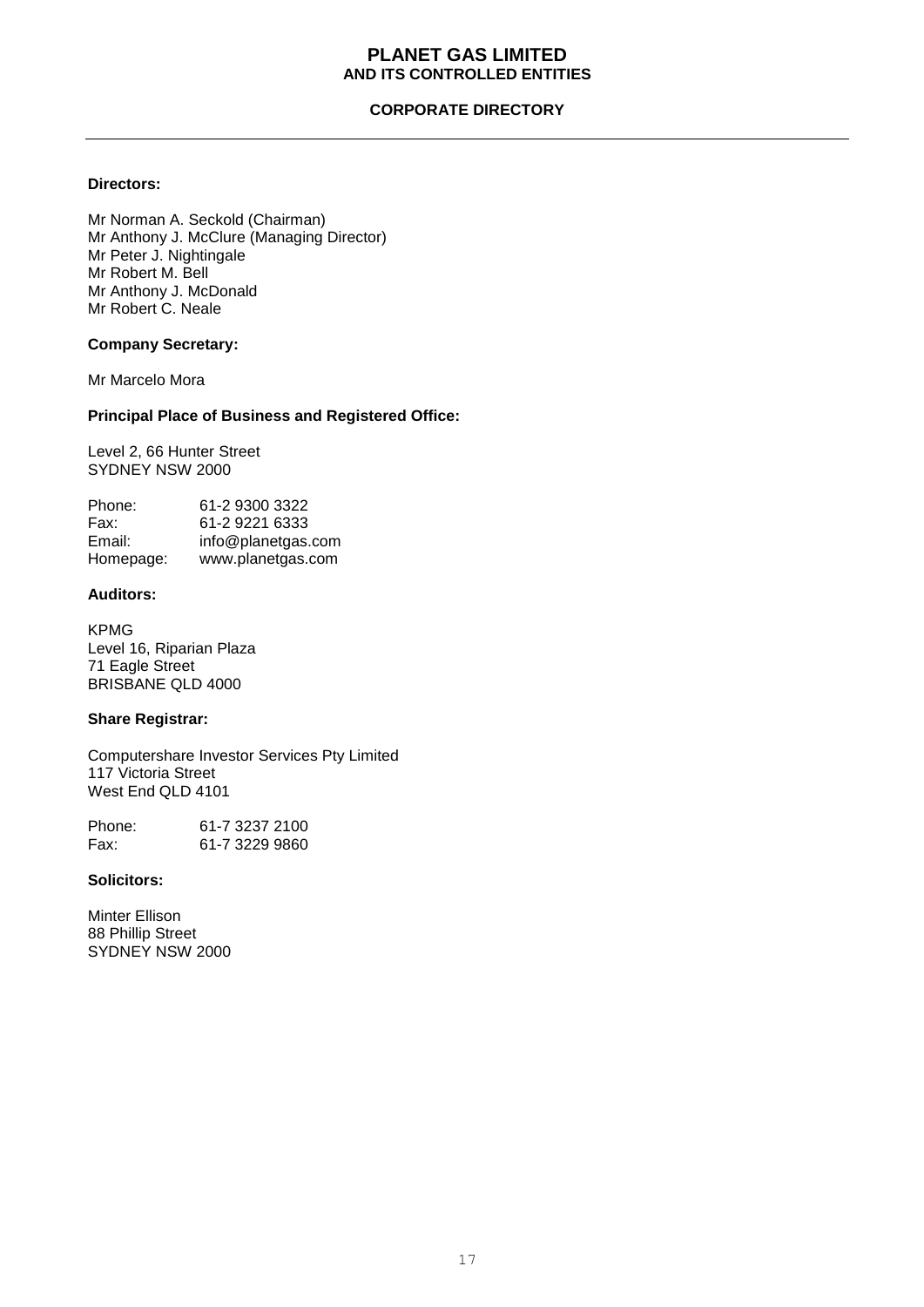# PLANET GAS LIMITED
## AND ITS CONTROLLED ENTITIES

### CORPORATE DIRECTORY

**Directors:**

Mr Norman A. Seckold (Chairman)
Mr Anthony J. McClure (Managing Director)
Mr Peter J. Nightingale
Mr Robert M. Bell
Mr Anthony J. McDonald
Mr Robert C. Neale

**Company Secretary:**

Mr Marcelo Mora

**Principal Place of Business and Registered Office:**

Level 2, 66 Hunter Street
SYDNEY NSW 2000

| | |
|---|---|
| Phone: | 61-2 9300 3322 |
| Fax: | 61-2 9221 6333 |
| Email: | info@planetgas.com |
| Homepage: | www.planetgas.com |

**Auditors:**

KPMG
Level 16, Riparian Plaza
71 Eagle Street
BRISBANE QLD 4000

**Share Registrar:**

Computershare Investor Services Pty Limited
117 Victoria Street
West End QLD 4101

| | |
|---|---|
| Phone: | 61-7 3237 2100 |
| Fax: | 61-7 3229 9860 |

**Solicitors:**

Minter Ellison
88 Phillip Street
SYDNEY NSW 2000